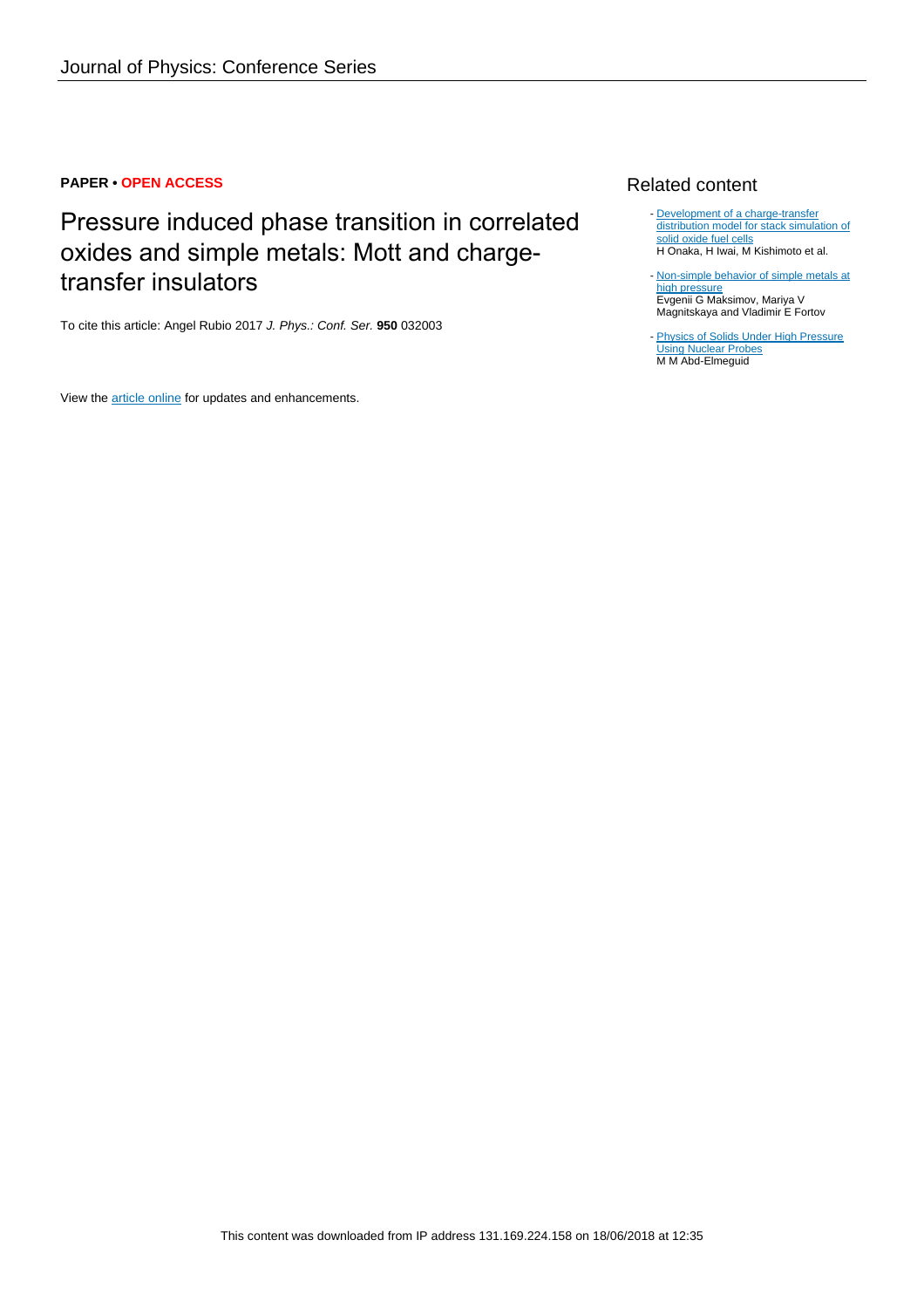**PAPER • OPEN ACCESS**

# Pressure induced phase transition in correlated oxides and simple metals: Mott and charge-transfer insulators

To cite this article: Angel Rubio 2017 *J. Phys.: Conf. Ser.* **950** 032003

View the article online for updates and enhancements.

## Related content

- Development of a charge-transfer distribution model for stack simulation of solid oxide fuel cells
  H Onaka, H Iwai, M Kishimoto et al.

- Non-simple behavior of simple metals at high pressure
  Evgenii G Maksimov, Mariya V Magnitskaya and Vladimir E Fortov

- Physics of Solids Under High Pressure Using Nuclear Probes
  M M Abd-Elmeguid

This content was downloaded from IP address 131.169.224.158 on 18/06/2018 at 12:35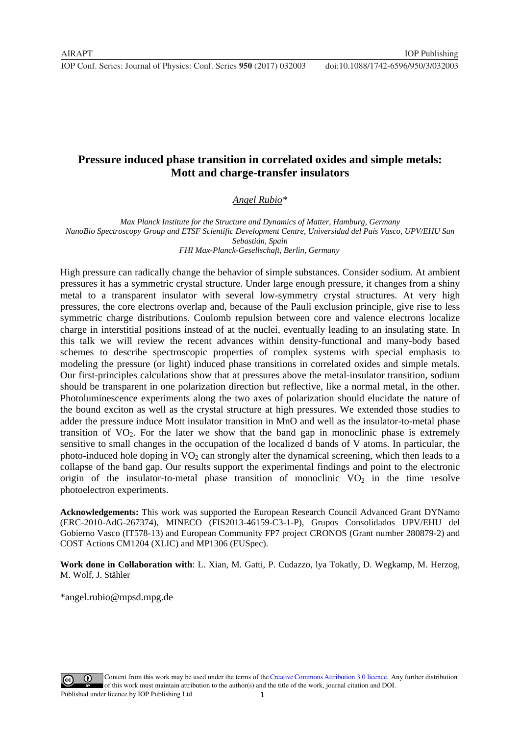# Pressure induced phase transition in correlated oxides and simple metals: Mott and charge-transfer insulators

Angel Rubio*

*Max Planck Institute for the Structure and Dynamics of Matter, Hamburg, Germany*
*NanoBio Spectroscopy Group and ETSF Scientific Development Centre, Universidad del País Vasco, UPV/EHU San Sebastián, Spain*
*FHI Max-Planck-Gesellschaft, Berlin, Germany*

High pressure can radically change the behavior of simple substances. Consider sodium. At ambient pressures it has a symmetric crystal structure. Under large enough pressure, it changes from a shiny metal to a transparent insulator with several low-symmetry crystal structures. At very high pressures, the core electrons overlap and, because of the Pauli exclusion principle, give rise to less symmetric charge distributions. Coulomb repulsion between core and valence electrons localize charge in interstitial positions instead of at the nuclei, eventually leading to an insulating state. In this talk we will review the recent advances within density-functional and many-body based schemes to describe spectroscopic properties of complex systems with special emphasis to modeling the pressure (or light) induced phase transitions in correlated oxides and simple metals. Our first-principles calculations show that at pressures above the metal-insulator transition, sodium should be transparent in one polarization direction but reflective, like a normal metal, in the other. Photoluminescence experiments along the two axes of polarization should elucidate the nature of the bound exciton as well as the crystal structure at high pressures. We extended those studies to adder the pressure induce Mott insulator transition in MnO and well as the insulator-to-metal phase transition of $VO_2$. For the later we show that the band gap in monoclinic phase is extremely sensitive to small changes in the occupation of the localized d bands of V atoms. In particular, the photo-induced hole doping in $VO_2$ can strongly alter the dynamical screening, which then leads to a collapse of the band gap. Our results support the experimental findings and point to the electronic origin of the insulator-to-metal phase transition of monoclinic $VO_2$ in the time resolve photoelectron experiments.

**Acknowledgements:** This work was supported the European Research Council Advanced Grant DYNamo (ERC-2010-AdG-267374), MINECO (FIS2013-46159-C3-1-P), Grupos Consolidados UPV/EHU del Gobierno Vasco (IT578-13) and European Community FP7 project CRONOS (Grant number 280879-2) and COST Actions CM1204 (XLIC) and MP1306 (EUSpec).

**Work done in Collaboration with**: L. Xian, M. Gatti, P. Cudazzo, lya Tokatly, D. Wegkamp, M. Herzog, M. Wolf, J. Stähler

*angel.rubio@mpsd.mpg.de

Content from this work may be used under the terms of the Creative Commons Attribution 3.0 licence. Any further distribution of this work must maintain attribution to the author(s) and the title of the work, journal citation and DOI.
Published under licence by IOP Publishing Ltd